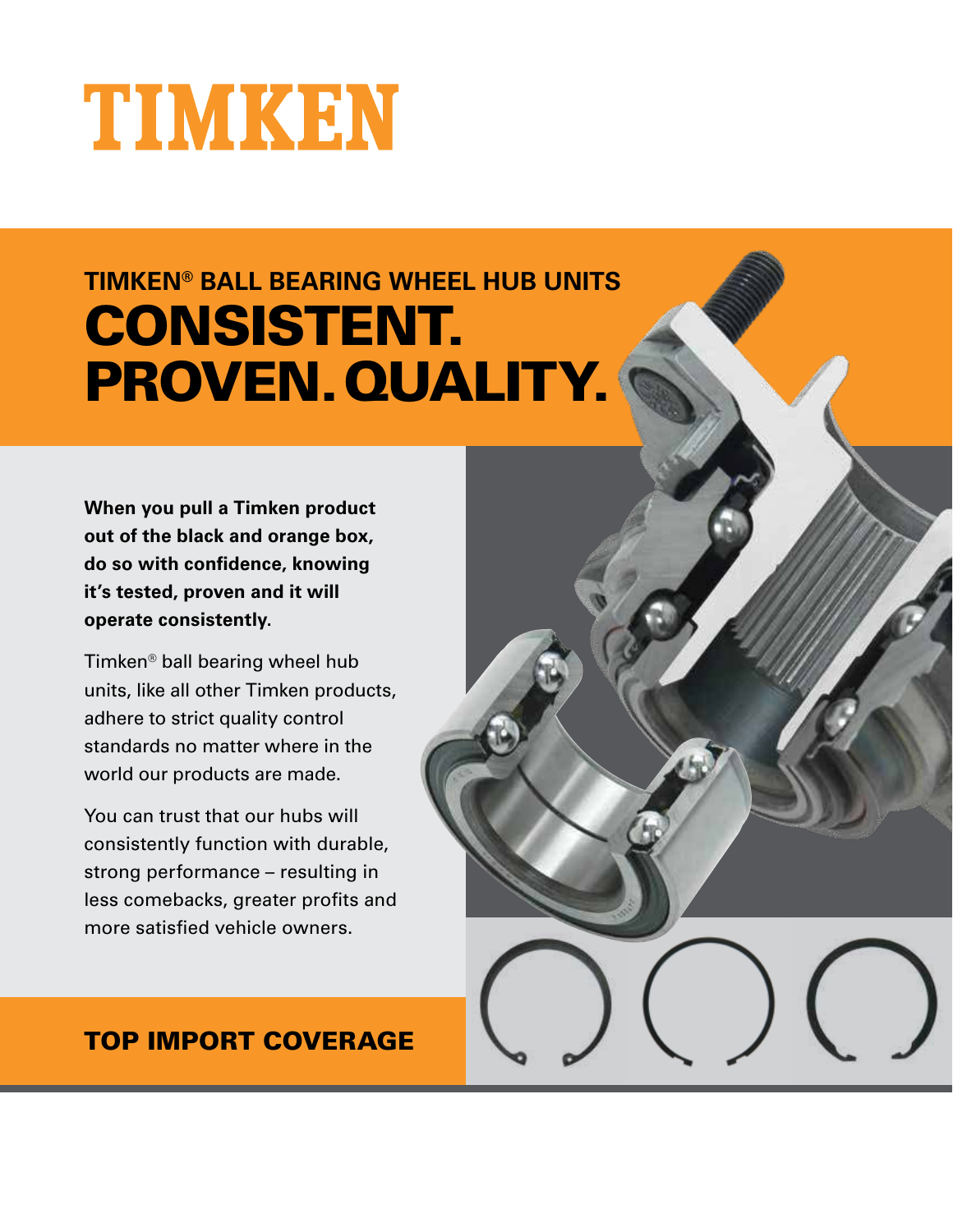# TIMKEN

## TIMKEN® BALL BEARING WHEEL HUB UNITS

# CONSISTENT. PROVEN. QUALITY.

**When you pull a Timken product out of the black and orange box, do so with confidence, knowing it's tested, proven and it will operate consistently.**

Timken® ball bearing wheel hub units, like all other Timken products, adhere to strict quality control standards no matter where in the world our products are made.

You can trust that our hubs will consistently function with durable, strong performance – resulting in less comebacks, greater profits and more satisfied vehicle owners.

## TOP IMPORT COVERAGE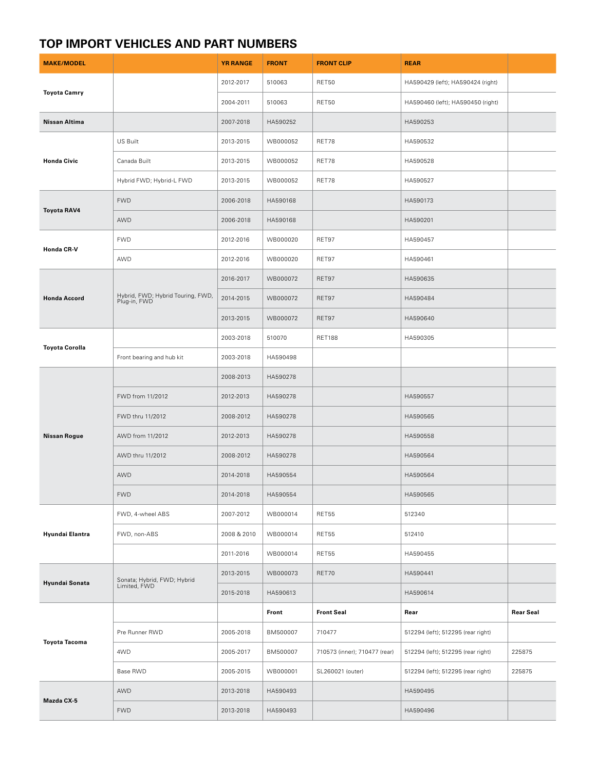## TOP IMPORT VEHICLES AND PART NUMBERS

| MAKE/MODEL | | YR RANGE | FRONT | FRONT CLIP | REAR | |
|---|---|---|---|---|---|---|
| **Toyota Camry** | | 2012-2017 | 510063 | RET50 | HA590429 (left); HA590424 (right) | |
| | | 2004-2011 | 510063 | RET50 | HA590460 (left); HA590450 (right) | |
| **Nissan Altima** | | 2007-2018 | HA590252 | | HA590253 | |
| **Honda Civic** | US Built | 2013-2015 | WB000052 | RET78 | HA590532 | |
| | Canada Built | 2013-2015 | WB000052 | RET78 | HA590528 | |
| | Hybrid FWD; Hybrid-L FWD | 2013-2015 | WB000052 | RET78 | HA590527 | |
| **Toyota RAV4** | FWD | 2006-2018 | HA590168 | | HA590173 | |
| | AWD | 2006-2018 | HA590168 | | HA590201 | |
| **Honda CR-V** | FWD | 2012-2016 | WB000020 | RET97 | HA590457 | |
| | AWD | 2012-2016 | WB000020 | RET97 | HA590461 | |
| **Honda Accord** | Hybrid, FWD; Hybrid Touring, FWD, Plug-in, FWD | 2016-2017 | WB000072 | RET97 | HA590635 | |
| | | 2014-2015 | WB000072 | RET97 | HA590484 | |
| | | 2013-2015 | WB000072 | RET97 | HA590640 | |
| **Toyota Corolla** | | 2003-2018 | 510070 | RET188 | HA590305 | |
| | Front bearing and hub kit | 2003-2018 | HA590498 | | | |
| **Nissan Rogue** | | 2008-2013 | HA590278 | | | |
| | FWD from 11/2012 | 2012-2013 | HA590278 | | HA590557 | |
| | FWD thru 11/2012 | 2008-2012 | HA590278 | | HA590565 | |
| | AWD from 11/2012 | 2012-2013 | HA590278 | | HA590558 | |
| | AWD thru 11/2012 | 2008-2012 | HA590278 | | HA590564 | |
| | AWD | 2014-2018 | HA590554 | | HA590564 | |
| | FWD | 2014-2018 | HA590554 | | HA590565 | |
| **Hyundai Elantra** | FWD, 4-wheel ABS | 2007-2012 | WB000014 | RET55 | 512340 | |
| | FWD, non-ABS | 2008 & 2010 | WB000014 | RET55 | 512410 | |
| | | 2011-2016 | WB000014 | RET55 | HA590455 | |
| **Hyundai Sonata** | Sonata; Hybrid, FWD; Hybrid Limited, FWD | 2013-2015 | WB000073 | RET70 | HA590441 | |
| | | 2015-2018 | HA590613 | | HA590614 | |
| **Toyota Tacoma** | | | **Front** | **Front Seal** | **Rear** | **Rear Seal** |
| | Pre Runner RWD | 2005-2018 | BM500007 | 710477 | 512294 (left); 512295 (rear right) | |
| | 4WD | 2005-2017 | BM500007 | 710573 (inner); 710477 (rear) | 512294 (left); 512295 (rear right) | 225875 |
| | Base RWD | 2005-2015 | WB000001 | SL260021 (outer) | 512294 (left); 512295 (rear right) | 225875 |
| **Mazda CX-5** | AWD | 2013-2018 | HA590493 | | HA590495 | |
| | FWD | 2013-2018 | HA590493 | | HA590496 | |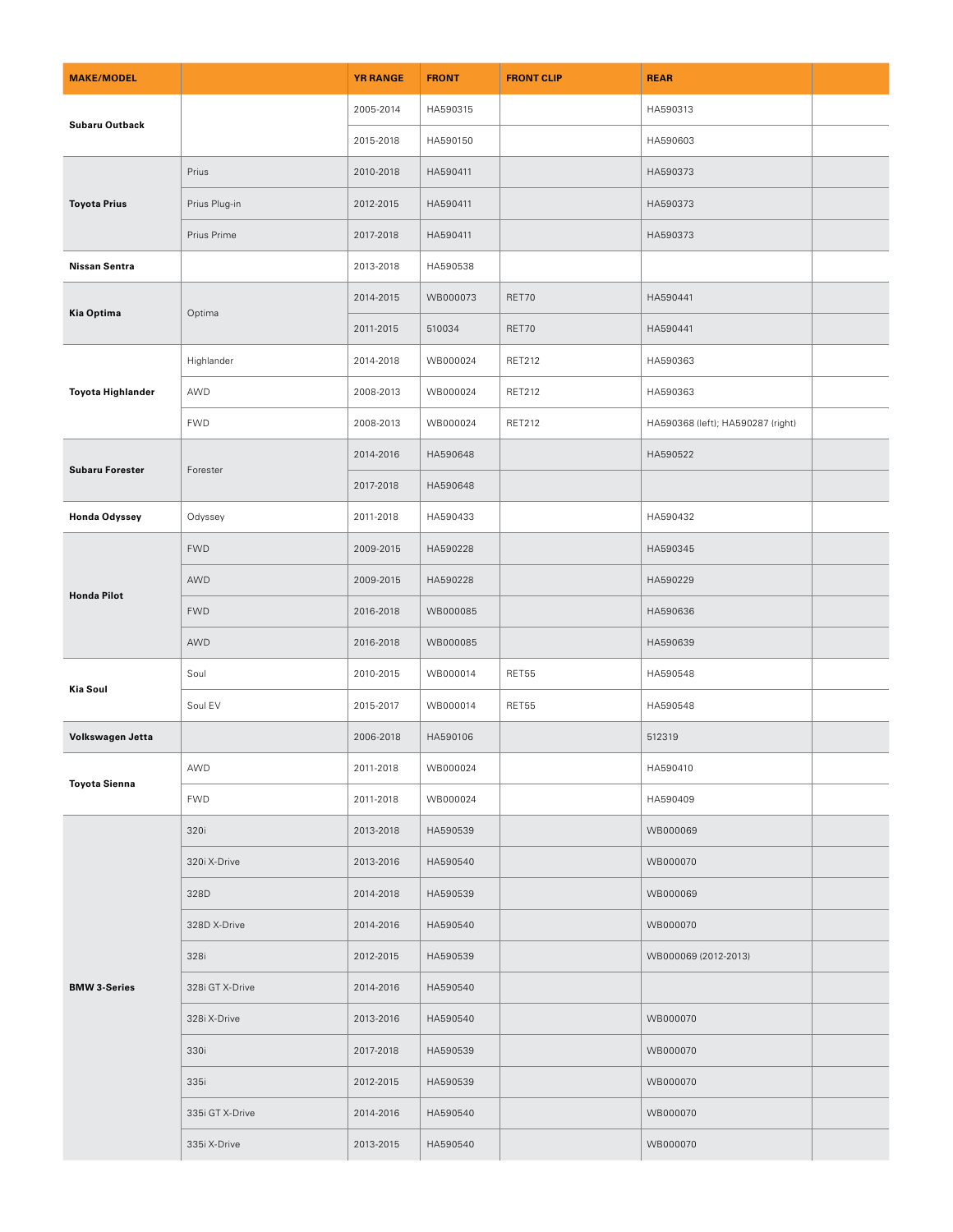| MAKE/MODEL | | YR RANGE | FRONT | FRONT CLIP | REAR | |
|---|---|---|---|---|---|---|
| **Subaru Outback** | | 2005-2014 | HA590315 | | HA590313 | |
| | | 2015-2018 | HA590150 | | HA590603 | |
| **Toyota Prius** | Prius | 2010-2018 | HA590411 | | HA590373 | |
| | Prius Plug-in | 2012-2015 | HA590411 | | HA590373 | |
| | Prius Prime | 2017-2018 | HA590411 | | HA590373 | |
| **Nissan Sentra** | | 2013-2018 | HA590538 | | | |
| **Kia Optima** | Optima | 2014-2015 | WB000073 | RET70 | HA590441 | |
| | | 2011-2015 | 510034 | RET70 | HA590441 | |
| **Toyota Highlander** | Highlander | 2014-2018 | WB000024 | RET212 | HA590363 | |
| | AWD | 2008-2013 | WB000024 | RET212 | HA590363 | |
| | FWD | 2008-2013 | WB000024 | RET212 | HA590368 (left); HA590287 (right) | |
| **Subaru Forester** | Forester | 2014-2016 | HA590648 | | HA590522 | |
| | | 2017-2018 | HA590648 | | | |
| **Honda Odyssey** | Odyssey | 2011-2018 | HA590433 | | HA590432 | |
| **Honda Pilot** | FWD | 2009-2015 | HA590228 | | HA590345 | |
| | AWD | 2009-2015 | HA590228 | | HA590229 | |
| | FWD | 2016-2018 | WB000085 | | HA590636 | |
| | AWD | 2016-2018 | WB000085 | | HA590639 | |
| **Kia Soul** | Soul | 2010-2015 | WB000014 | RET55 | HA590548 | |
| | Soul EV | 2015-2017 | WB000014 | RET55 | HA590548 | |
| **Volkswagen Jetta** | | 2006-2018 | HA590106 | | 512319 | |
| **Toyota Sienna** | AWD | 2011-2018 | WB000024 | | HA590410 | |
| | FWD | 2011-2018 | WB000024 | | HA590409 | |
| **BMW 3-Series** | 320i | 2013-2018 | HA590539 | | WB000069 | |
| | 320i X-Drive | 2013-2016 | HA590540 | | WB000070 | |
| | 328D | 2014-2018 | HA590539 | | WB000069 | |
| | 328D X-Drive | 2014-2016 | HA590540 | | WB000070 | |
| | 328i | 2012-2015 | HA590539 | | WB000069 (2012-2013) | |
| | 328i GT X-Drive | 2014-2016 | HA590540 | | | |
| | 328i X-Drive | 2013-2016 | HA590540 | | WB000070 | |
| | 330i | 2017-2018 | HA590539 | | WB000070 | |
| | 335i | 2012-2015 | HA590539 | | WB000070 | |
| | 335i GT X-Drive | 2014-2016 | HA590540 | | WB000070 | |
| | 335i X-Drive | 2013-2015 | HA590540 | | WB000070 | |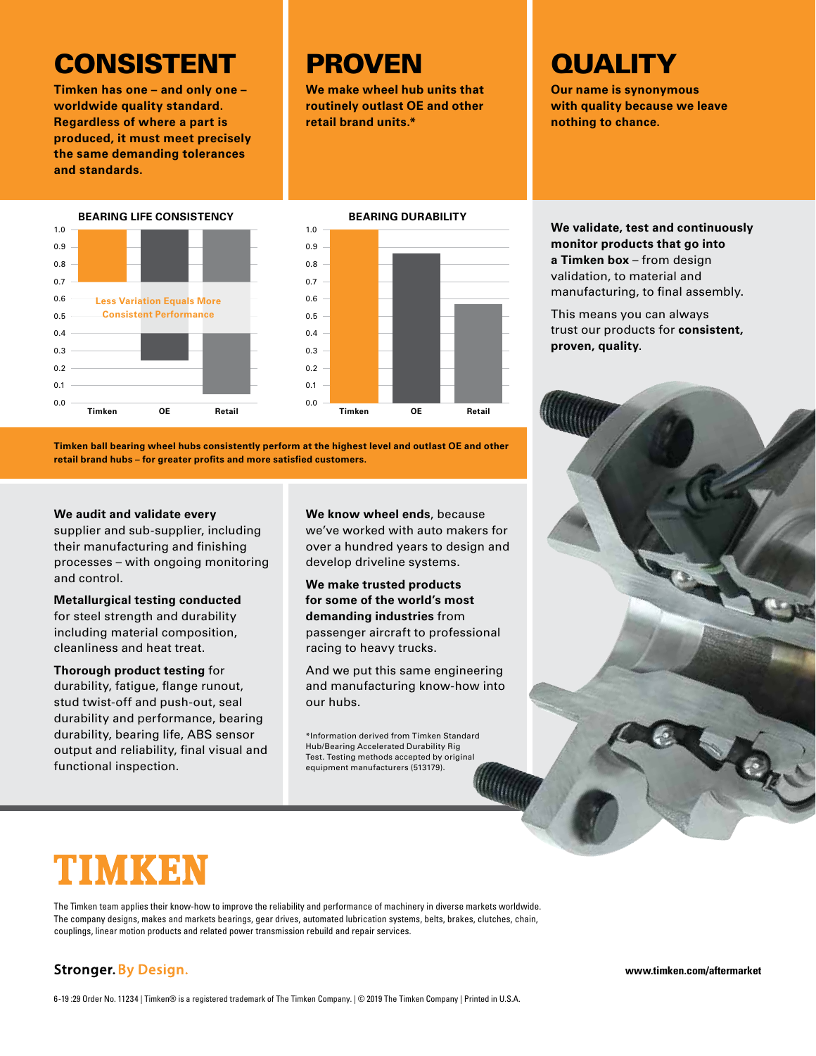# CONSISTENT

**Timken has one – and only one – worldwide quality standard. Regardless of where a part is produced, it must meet precisely the same demanding tolerances and standards.**

# PROVEN

**We make wheel hub units that routinely outlast OE and other retail brand units.***

# QUALITY

**Our name is synonymous with quality because we leave nothing to chance.**

**BEARING LIFE CONSISTENCY**

1.0
0.9
0.8
0.7
0.6
0.5
0.4
0.3
0.2
0.1
0.0

Less Variation Equals More Consistent Performance

Timken
OE
Retail

**BEARING DURABILITY**

1.0
0.9
0.8
0.7
0.6
0.5
0.4
0.3
0.2
0.1
0.0

Timken
OE
Retail

**Timken ball bearing wheel hubs consistently perform at the highest level and outlast OE and other retail brand hubs – for greater profits and more satisfied customers.**

**We validate, test and continuously monitor products that go into a Timken box** – from design validation, to material and manufacturing, to final assembly.

This means you can always trust our products for **consistent, proven, quality**.

**We audit and validate every** supplier and sub-supplier, including their manufacturing and finishing processes – with ongoing monitoring and control.

**Metallurgical testing conducted** for steel strength and durability including material composition, cleanliness and heat treat.

**Thorough product testing** for durability, fatigue, flange runout, stud twist-off and push-out, seal durability and performance, bearing durability, bearing life, ABS sensor output and reliability, final visual and functional inspection.

**We know wheel ends**, because we've worked with auto makers for over a hundred years to design and develop driveline systems.

**We make trusted products for some of the world's most demanding industries** from passenger aircraft to professional racing to heavy trucks.

And we put this same engineering and manufacturing know-how into our hubs.

*Information derived from Timken Standard Hub/Bearing Accelerated Durability Rig Test. Testing methods accepted by original equipment manufacturers (513179).

# TIMKEN

The Timken team applies their know-how to improve the reliability and performance of machinery in diverse markets worldwide. The company designs, makes and markets bearings, gear drives, automated lubrication systems, belts, brakes, clutches, chain, couplings, linear motion products and related power transmission rebuild and repair services.

**Stronger. By Design.**

**www.timken.com/aftermarket**

6-19 :29 Order No. 11234 | Timken® is a registered trademark of The Timken Company. | © 2019 The Timken Company | Printed in U.S.A.